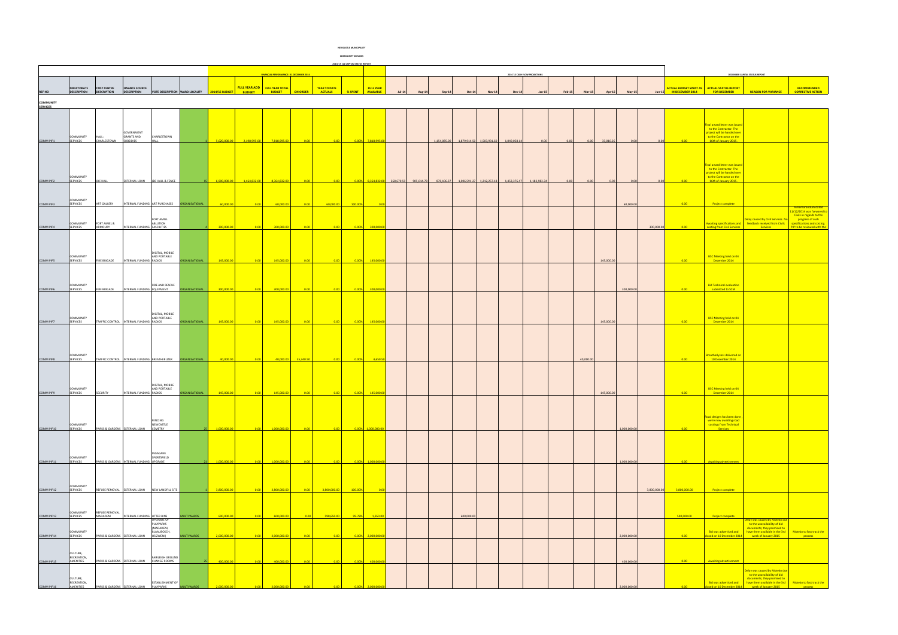**NEWCASTLE MUNICIPALITY**

**COMMUNITY SERVICES**

**2014/15 Q2 CAPITAL STATUS REPORT**

| | | | | | | FINANCIAL PERFORMANCE: 31 DECEMBER 2014 | | | | | | | 2014 15 CASH FLOW PROJECTIONS | | | | | | | | | | | | DECEMBER CAPITAL STATUS REPORT | | | |
|---|---|---|---|---|---|---|---|---|---|---|---|---|---|---|---|---|---|---|---|---|---|---|---|---|---|---|---|---|
| REF NO | DIRECTORATE DESCRIPTION | COST CENTRE DESCRIPTION | FINANCE SOURCE DESCRIPTION | VOTE DESCRIPTION | WARD LOCALITY | 2014/15 BUDGET | FULL YEAR ADD BUDGET | FULL YEAR TOTAL BUDGET | ON ORDER | YEAR TO DATE ACTUALS | % SPENT | FULL YEAR AVAILABLE | Jul-14 | Aug-14 | Sep-14 | Oct-14 | Nov-14 | Dec-14 | Jan-15 | Feb-15 | Mar-15 | Apr-15 | May-15 | Jun-15 | ACTUAL BUDGET SPENT AS IN DECEMBER 2014 | ACTUAL STATUS REPORT FOR DECEMBER | REASON FOR VARIANCE | RECOMMENDED CORRECTIVE ACTION |
| COMMUNITY SERVICES | | | | | | | | | | | | | | | | | | | | | | | | | | | | |
| COMM PIP1 | COMMUNITY SERVICES | HALL: CHARLESTOWN | GOVERNMENT GRANTS AND SUBSIDIES | CHARLESTOWN HALL | 1 | 5,620,000.00 | 2,198,995.00 | 7,818,995.00 | 0.00 | 0.00 | 0.00% | 7,818,995.00 | | | | 1,154,885.00 | 1,879,914.50 | 3,503,931.60 | 1,049,058.14 | 0.00 | 0.00 | 33,010.26 | 0.00 | 0.00 | 0.00 | Final award letter was issued to the Contractor. The project will be handed over to the Contractor on the 16th of January 2015. | | |
| COMM PIP2 | COMMUNITY SERVICES | JBC HALL | EXTERNAL LOAN | JBC HALL & FENCE | 15 | 6,900,000.00 | 1,464,832.00 | 8,364,832.00 | 0.00 | 0.00 | 0.00% | 8,364,832.00 | 268,670.53 | 905,034.78 | 870,106.37 | 1,006,591.27 | 1,212,257.18 | 1,453,376.47 | 1,183,989.34 | 0.00 | 0.00 | 0.00 | 0.00 | 0.00 | 0.00 | Final award letter was issued to the Contractor. The project will be handed over to the Contractor on the 16th of January 2015. | | |
| COMM PIP3 | COMMUNITY SERVICES | ART GALLERY | INTERNAL FUNDING | ART PURCHASES | ORGANISATIONAL | 60,000.00 | 0.00 | 60,000.00 | 0.00 | 60,000.00 | 100.00% | 0.00 | | | | | | | | | | | 60,000.00 | | 0.00 | Project complete | | |
| COMM PIP4 | COMMUNITY SERVICES | FORT AMIEL & ARMOURY | INTERNAL FUNDING | FORT AMIEL ABLUTION FASCILITIES | 4 | 300,000.00 | 0.00 | 300,000.00 | 0.00 | 0.00 | 0.00% | 300,000.00 | | | | | | | | | | | | 300,000.00 | 0.00 | Awaiting specifications and costing from Civil Services | Delay caused by Civil Services. No feedback received from Civils Services | A memorandum dated 11/12/2014 was forwarded to Civils in regards to the progress of such specifications and costing. PIP to be reviewed with the |
| COMM PIP5 | COMMUNITY SERVICES | FIRE BRIGADE | INTERNAL FUNDING | DIGITAL, MOBILE AND PORTABLE RADIOS | ORGANISATIONAL | 145,000.00 | 0.00 | 145,000.00 | 0.00 | 0.00 | 0.00% | 145,000.00 | | | | | | | | | | 145,000.00 | | | 0.00 | BSC Meeting held on 04 December 2014 | | |
| COMM PIP6 | COMMUNITY SERVICES | FIRE BRIGADE | INTERNAL FUNDING | FIRE AND RESCUE EQUIPMENT | ORGANISATIONAL | 300,000.00 | 0.00 | 300,000.00 | 0.00 | 0.00 | 0.00% | 300,000.00 | | | | | | | | | | | 300,000.00 | | 0.00 | Bid Technical evaluation submitted to SCM | | |
| COMM PIP7 | COMMUNITY SERVICES | TRAFFIC CONTROL | INTERNAL FUNDING | DIGITAL, MOBILE AND PORTABLE RADIOS | ORGANISATIONAL | 145,000.00 | 0.00 | 145,000.00 | 0.00 | 0.00 | 0.00% | 145,000.00 | | | | | | | | | | 145,000.00 | | | 0.00 | BSC Meeting held on 04 December 2014 | | |
| COMM PIP8 | COMMUNITY SERVICES | TRAFFIC CONTROL | INTERNAL FUNDING | BREATHERLIZER | ORGANISATIONAL | 40,000.00 | 0.00 | 40,000.00 | 35,340.50 | 0.00 | 0.00% | 4,659.50 | | | | | | | | | 40,000.00 | | | | 0.00 | Breatherlyzers delivered on 10 December 2014 | | |
| COMM PIP9 | COMMUNITY SERVICES | SECURITY | INTERNAL FUNDING | DIGITAL, MOBILE AND PORTABLE RADIOS | ORGANISATIONAL | 145,000.00 | 0.00 | 145,000.00 | 0.00 | 0.00 | 0.00% | 145,000.00 | | | | | | | | | | 145,000.00 | | | 0.00 | BSC Meeting held on 04 December 2014 | | |
| COMM PIP10 | COMMUNITY SERVICES | PARKS & GARDENS | EXTERNAL LOAN | FENCING NEWCASTLE CEMETRY | 25 | 1,000,000.00 | 0.00 | 1,000,000.00 | 0.00 | 0.00 | 0.00% | 1,000,000.00 | | | | | | | | | | | 1,000,000.00 | | 0.00 | Road designs has been done, we're now awaiting road costings from Technical Services | | |
| COMM PIP11 | COMMUNITY SERVICES | PARKS & GARDENS | INTERNAL FUNDING | INGAGANE SPORTSFIELD UPGRADE | 23 | 1,000,000.00 | 0.00 | 1,000,000.00 | 0.00 | 0.00 | 0.00% | 1,000,000.00 | | | | | | | | | | | 1,000,000.00 | | 0.00 | Awaiting advertisement | | |
| COMM PIP12 | COMMUNITY SERVICES | REFUSE REMOVAL | EXTERNAL LOAN | NEW LANDFILL SITE | 1 | 3,800,000.00 | 0.00 | 3,800,000.00 | 0.00 | 3,800,000.00 | 100.00% | 0.00 | | | | | | | | | | | | 3,800,000.00 | 3,800,000.00 | Project complete | | |
| COMM PIP13 | COMMUNITY SERVICES | REFUSE REMOVAL MADADENI | INTERNAL FUNDING | LITTER BINS | MULTI WARDS | 600,000.00 | 0.00 | 600,000.00 | 0.00 | 598,650.00 | 99.78% | 1,350.00 | | | | 600,000.00 | | | | | | | | | 598,650.00 | Project complete | | |
| COMM PIP14 | COMMUNITY SERVICES | PARKS & GARDENS | EXTERNAL LOAN | UPGRADE OF PLAYPARKS (MADADENI, BLAAUBOSCH, OSIZWENI) | MULTI WARDS | 2,000,000.00 | 0.00 | 2,000,000.00 | 0.00 | 0.00 | 0.00% | 2,000,000.00 | | | | | | | | | | | 2,000,000.00 | | 0.00 | Bid was advertised and closed on 10 December 2014 | Delay was caused by Moteko due to the unavailability of bid documents; they promised to have them available in the 3rd week of January 2015 | Moteko to fast track the process |
| COMM PIP15 | CULTURE, RECREATION, AMENITIES | PARKS & GARDENS | EXTERNAL LOAN | FAIRLEIGH GROUND CHANGE ROOMS | 25 | 400,000.00 | 0.00 | 400,000.00 | 0.00 | 0.00 | 0.00% | 400,000.00 | | | | | | | | | | | 400,000.00 | | 0.00 | Awaiting advertisement | | |
| COMM PIP16 | CULTURE, RECREATION, AMENITIES | PARKS & GARDENS | EXTERNAL LOAN | ESTABLISHMENT OF PLAYPARKS | MULTI WARDS | 2,000,000.00 | 0.00 | 2,000,000.00 | 0.00 | 0.00 | 0.00% | 2,000,000.00 | | | | | | | | | | | 2,000,000.00 | | 0.00 | Bid was advertised and closed on 10 December 2014 | Delay was caused by Moteko due to the unavailability of bid documents; they promised to have them available in the 3rd week of January 2015 | Moteko to fast track the process |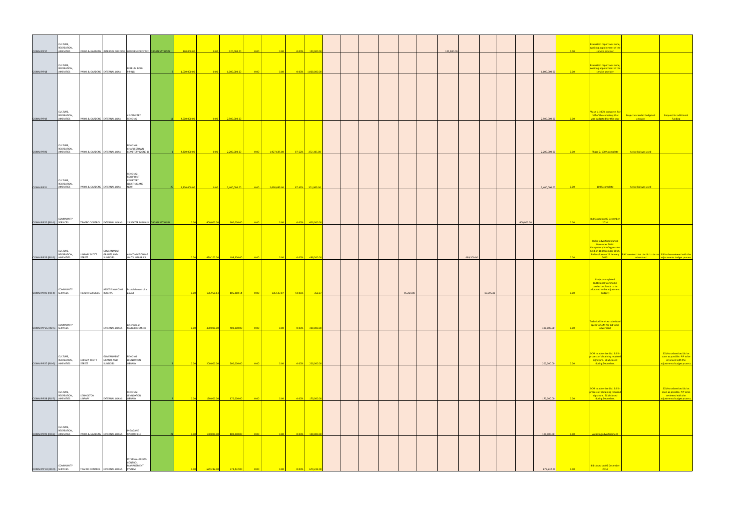| | | | | | | | | | | | | | | | | | | | | | | | | | | | | | | |
|---|---|---|---|---|---|---|---|---|---|---|---|---|---|---|---|---|---|---|---|---|---|---|---|---|---|---|---|---|---|---|
| COMM PIP17 | CULTURE, RECREATION, AMENITIES | PARKS & GARDENS | INTERNAL FUNDING | LOCKERS FOR STAFF | ORGANISATIONAL | | 120,000.00 | 0.00 | 120,000.00 | 0.00 | 0.00 | 0.00% | 120,000.00 | | | | | | | 120,000.00 | | | | | | | 0.00 | Evaluation report was done, awaiting appointment of the service provider | | |
| COMM PIP18 | CULTURE, RECREATION, AMENITIES | PARKS & GARDENS | EXTERNAL LOAN | FERRUM POOL PIPING | | 2 | 1,000,000.00 | 0.00 | 1,000,000.00 | 0.00 | 0.00 | 0.00% | 1,000,000.00 | | | | | | | | | | | | | 1,000,000.00 | 0.00 | Evaluation report was done, awaiting appointment of the service provider | | |
| COMM PIP19 | CULTURE, RECREATION, AMENITIES | PARKS & GARDENS | EXTERNAL LOAN | KI CEMETERY FENCING | | 11 | 2,500,000.00 | 0.00 | 2,500,000.00 | | | | | | | | | | | | | | | | | 2,500,000.00 | 0.00 | Phase 1, 100% complete. For half of the cemetery that was budgeted for this year | Project exceeded budgeted amount | Request for additional funding |
| COMM PIP20 | CULTURE, RECREATION, AMENITIES | PARKS & GARDENS | EXTERNAL LOAN | FENCING: CHARLESTOWN CEMETERY (ZONE 1) | | 1 | 2,200,000.00 | 0.00 | 2,200,000.00 | 0.00 | 1,927,695.00 | 87.62% | 272,305.00 | | | | | | | | | | | | | 2,200,000.00 | 0.00 | Phase 2, 100% complete | Active bid was used | |
| COMM PIP21 | CULTURE, RECREATION, AMENITIES | PARKS & GARDENS | EXTERNAL LOAN | FENCING: RODIPOINT CEMETERY (EXISTING AND NEW) | | 26 | 2,400,000.00 | 0.00 | 2,400,000.00 | 0.00 | 2,098,095.00 | 87.42% | 301,905.00 | | | | | | | | | | | | | 2,400,000.00 | 0.00 | 100% complete | Active bid was used | |
| COMM PIP22 (RO-1) | COMMUNITY SERVICES | TRAFFIC CONTROL | EXTERNAL LOANS | 15 SEATER MINIBUS | ORGANISATIONAL | | 0.00 | 600,000.00 | 600,000.00 | 0.00 | 0.00 | 0.00% | 600,000.00 | | | | | | | | | | | | 600,000.00 | | 0.00 | Bid Closed on 05 December 2014 | | |
| COMM PIP23 (RO-2) | CULTURE, RECREATION, AMENITIES | LIBRARY SCOTT STREET | GOVERNMENT GRANTS AND SUBSIDIES | AIR CONDITIONING UNITS: LIBRARIES | | | 0.00 | 499,200.00 | 499,200.00 | 0.00 | 0.00 | 0.00% | 499,200.00 | | | | | | | | 499,200.00 | | | | | | 0.00 | Bid re-advertised during December 2014. Compulsory briefing session held on 18 December 2014. Bid to close on 21 January 2015 | BAC resolved that the bid to be re-advertised | PIP to be reviewed with the adjustments budget process |
| COMM PIP25 (RO-4) | COMMUNITY SERVICES | HEALTH SERVICES | ASSET FINANCING RESERVE | Establishment of a pound | | | 0.00 | 106,960.14 | 106,960.14 | 0.00 | 106,597.87 | 44.06% | 362.27 | | | | | 96,264.00 | | | | 10,696.00 | | | | | 0.00 | Project completed (additional work to be carried out funds to be allocated in the adjustment budget) | | |
| COMM PIP 26 (RO-5) | COMMUNITY SERVICES | | EXTERNAL LOANS | Extension of Madadeni Offices | | | 0.00 | 400,000.00 | 400,000.00 | 0.00 | 0.00 | 0.00% | 400,000.00 | | | | | | | | | | | | | 400,000.00 | 0.00 | Technical Services submitted specs to SCM for bid to be advertised | | |
| COMM PIP27 (RO-6) | CULTURE, RECREATION, AMENITIES | LIBRARY SCOTT STREET | GOVERNMENT GRANTS AND SUBSIDIES | FENCING LENNOXTON LIBRARY | | 8 | 0.00 | 200,000.00 | 200,000.00 | 0.00 | 0.00 | 0.00% | 200,000.00 | | | | | | | | | | | | | 200,000.00 | 0.00 | SCM to advertise bid. Still in process of obtaining required signature. SCM closed during December. | | SCM to advertised bid as soon as possible. PIP to be reviewed with the adjustments budget process. |
| COMM PIP28 (RO-7) | CULTURE, RECREATION, AMENITIES | LENNOXTON LIBRARY | EXTERNAL LOANS | FENCING LENNOXTON LIBRARY | | 8 | 0.00 | 170,000.00 | 170,000.00 | 0.00 | 0.00 | 0.00% | 170,000.00 | | | | | | | | | | | | | 170,000.00 | 0.00 | SCM to advertise bid. Still in process of obtaining required signature. SCM closed during December. | | SCM to advertised bid as soon as possible. PIP to be reviewed with the adjustments budget process. |
| COMM PIP29 (RO-8) | CULTURE, RECREATION, AMENITIES | PARKS & GARDENS | EXTERNAL LOANS | INGAGANE SPORTSFIELD | | 21 | 0.00 | 100,000.00 | 100,000.00 | 0.00 | 0.00 | 0.00% | 100,000.00 | | | | | | | | | | | | | 100,000.00 | 0.00 | Awaiting advertisement | | |
| COMM PIP 30 (RO-9) | COMMUNITY SERVICES | TRAFFIC CONTROL | EXTERNAL LOANS | INTERNAL ACCESS CONTROL MANAGEMENT SYSTEM | | | 0.00 | 679,232.00 | 679,232.00 | 0.00 | 0.00 | 0.00% | 679,232.00 | | | | | | | | | | | | | 679,232.00 | 0.00 | Bid closed on 05 December 2014 | | |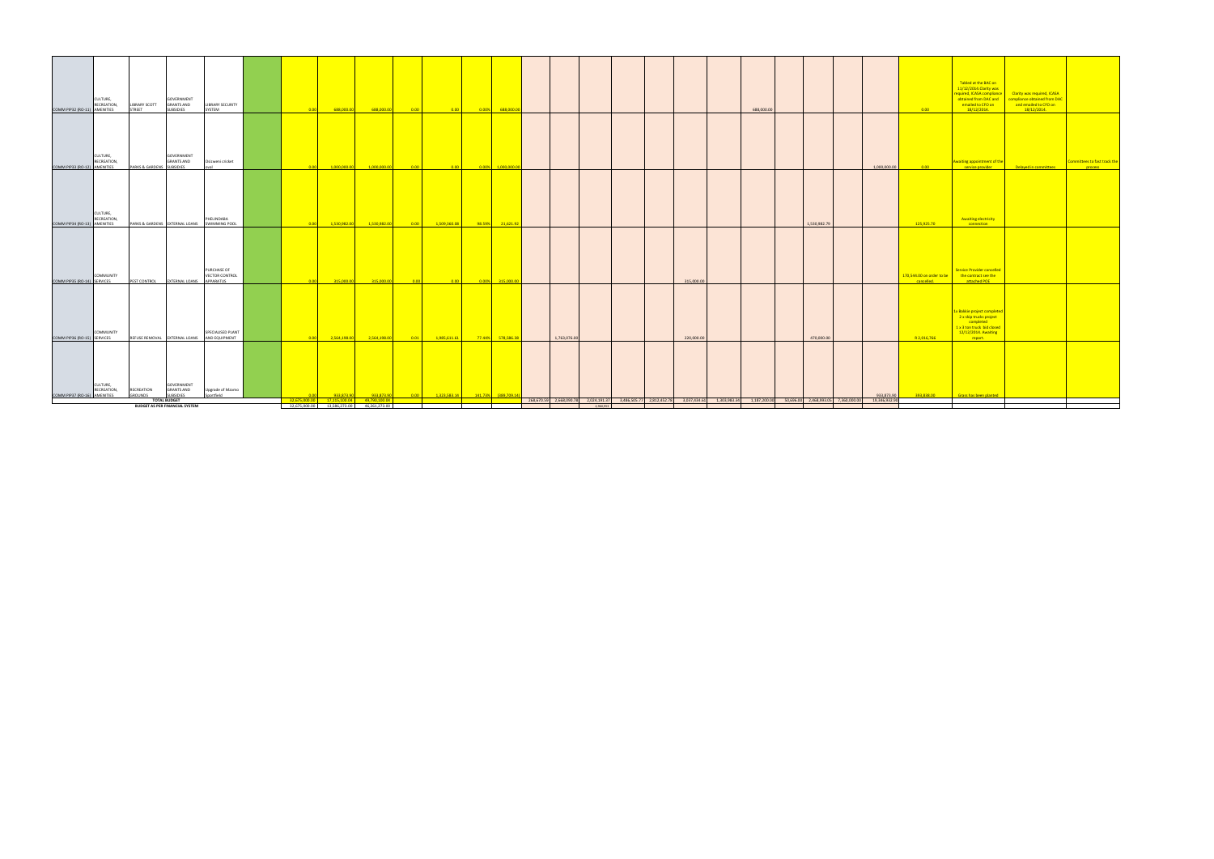| | | | | | | | | | | | | | | | | | | | | | | | | | | | | |
|---|---|---|---|---|---|---|---|---|---|---|---|---|---|---|---|---|---|---|---|---|---|---|---|---|---|---|---|---|
| COMM PIP32 (RO-11) | CULTURE, RECREATION, AMENITIES | LIBRARY SCOTT STREET | GOVERNMENT GRANTS AND SUBSIDIES | LIBRARY SECURITY SYSTEM | | 0.00 | 688,000.00 | 688,000.00 | 0.00 | 0.00 | 0.00% | 688,000.00 | | | | | | | | 688,000.00 | | | | | 0.00 | Tabled at the BAC on 11/12/2016 Clarity was required, ICASA compliance obtained from DAC and emailed to CFO on 18/12/2016. | Clarity was required, ICASA compliance obtained from DAC and emailed to CFO on 18/12/2016. | |
| COMM PIP33 (RO-12) | CULTURE, RECREATION, AMENITIES | PARKS & GARDENS | GOVERNMENT GRANTS AND SUBSIDIES | Oscaweni cricket oval | | 0.00 | 1,000,000.00 | 1,000,000.00 | 0.00 | 0.00 | 0.00% | 1,000,000.00 | | | | | | | | | | | | 1,000,000.00 | 0.00 | Awaiting appointment of the service provider | Delayed in committees | Committees to fast track the process |
| COMM PIP34 (RO-13) | CULTURE, RECREATION, AMENITIES | PARKS & GARDENS | EXTERNAL LOANS | PHELINDABA SWIMMING POOL | | 0.00 | 1,530,982.00 | 1,530,982.00 | 0.00 | 1,509,360.08 | 98.59% | 21,621.92 | | | | | | | | | | 1,530,982.79 | | | 125,925.70 | Awaiting electricity connection | | |
| COMM PIP35 (RO-14) | COMMUNITY SERVICES | PEST CONTROL | EXTERNAL LOANS | PURCHASE OF VECTOR CONTROL APPARATUS | | 0.00 | 315,000.00 | 315,000.00 | 0.00 | 0.00 | 0.00% | 315,000.00 | | | | | | 315,000.00 | | | | | | | 170,544.00 on order to be cancelled | Service Provider cancelled the contract see the attached POE | | |
| COMM PIP36 (RO-15) | COMMUNITY SERVICES | REFUSE REMOVAL | EXTERNAL LOANS | SPECIALISED PLANT AND EQUIPMENT | | 0.00 | 2,564,198.00 | 2,564,198.00 | 0.01 | 1,985,611.61 | 77.44% | 578,586.38 | | 1,763,076.00 | | | | 220,000.00 | | | | 470,000.00 | | | R 2,916,766 | 1x Bakkie project completed 2 x skip trucks project completed 1 x 3 ton truck. Bid closed 12/12/2016. Awaiting report. | | |
| COMM PIP37 (RO-16) | CULTURE, RECREATION, AMENITIES | RECREATION GROUNDS | GOVERNMENT GRANTS AND SUBSIDIES | Upgrade of Mzamo Sportfield | | 0.00 | 933,873.00 | 933,873.00 | 0.00 | 1,323,582.14 | 141.73% | (389,709.14) | | | | | | | | | | | | 933,873.00 | 393,838.00 | Grass has been planted | | |
| TOTAL BUDGET | | | | | | 32,675,000.00 | 17,115,100.00 | 49,790,100.04 | | | | | 268,670.54 | 2,668,090.78 | 2,024,241.37 | 3,486,505.77 | 2,812,452.78 | 3,037,434.61 | 1,303,983.34 | 1,187,200.00 | 50,696.00 | 2,468,993.05 | 7,360,000.00 | 19,346,932.99 | | | | |
| BUDGET AS PER FINANCIAL SYSTEM | | | | | | 32,675,000.00 | 14,586,273.00 | 46,261,273.00 | | | | | | | 4,968,833 | | | | | | | | | | | | | |